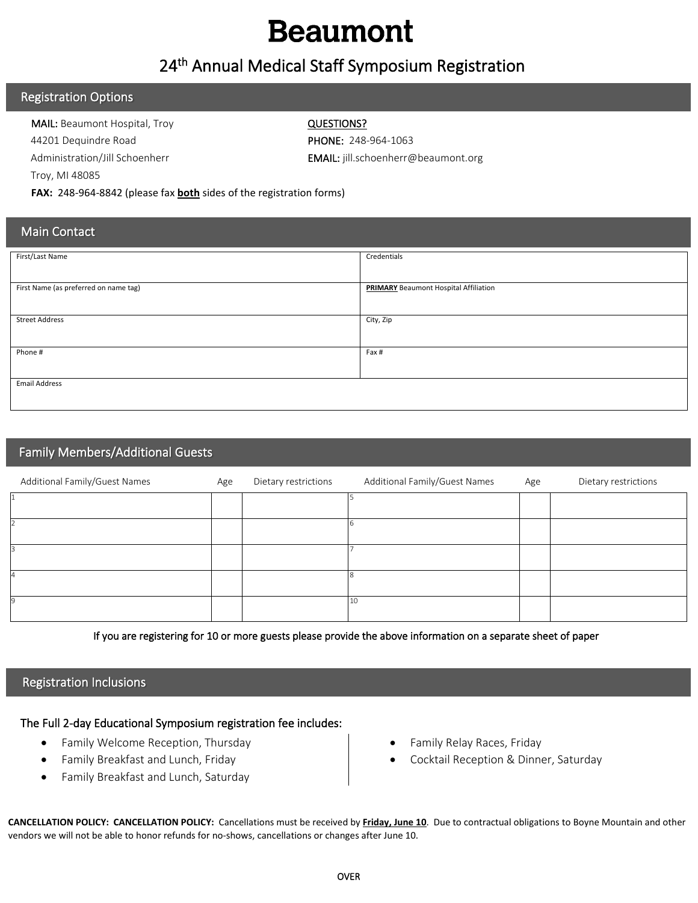# Beaumont

## 24th Annual Medical Staff Symposium Registration

## Registration Options

**MAIL:** Beaumont Hospital, Troy
44201 Dequindre Road
Administration/Jill Schoenherr
Troy, MI 48085

**FAX:** 248-964-8842 (please fax **both** sides of the registration forms)

**QUESTIONS?**
**PHONE:** 248-964-1063
**EMAIL:** jill.schoenherr@beaumont.org

## Main Contact

| First/Last Name | Credentials |
|---|---|
| First Name (as preferred on name tag) | **PRIMARY** Beaumont Hospital Affiliation |
| Street Address | City, Zip |
| Phone # | Fax # |
| Email Address | |

## Family Members/Additional Guests

| Additional Family/Guest Names | Age | Dietary restrictions | Additional Family/Guest Names | Age | Dietary restrictions |
|---|---|---|---|---|---|
| 1 | | | 5 | | |
| 2 | | | 6 | | |
| 3 | | | 7 | | |
| 4 | | | 8 | | |
| 9 | | | 10 | | |

If you are registering for 10 or more guests please provide the above information on a separate sheet of paper

## Registration Inclusions

### The Full 2-day Educational Symposium registration fee includes:

- Family Welcome Reception, Thursday
- Family Breakfast and Lunch, Friday
- Family Breakfast and Lunch, Saturday
- Family Relay Races, Friday
- Cocktail Reception & Dinner, Saturday

**CANCELLATION POLICY: CANCELLATION POLICY:** Cancellations must be received by **Friday, June 10**. Due to contractual obligations to Boyne Mountain and other vendors we will not be able to honor refunds for no-shows, cancellations or changes after June 10.

OVER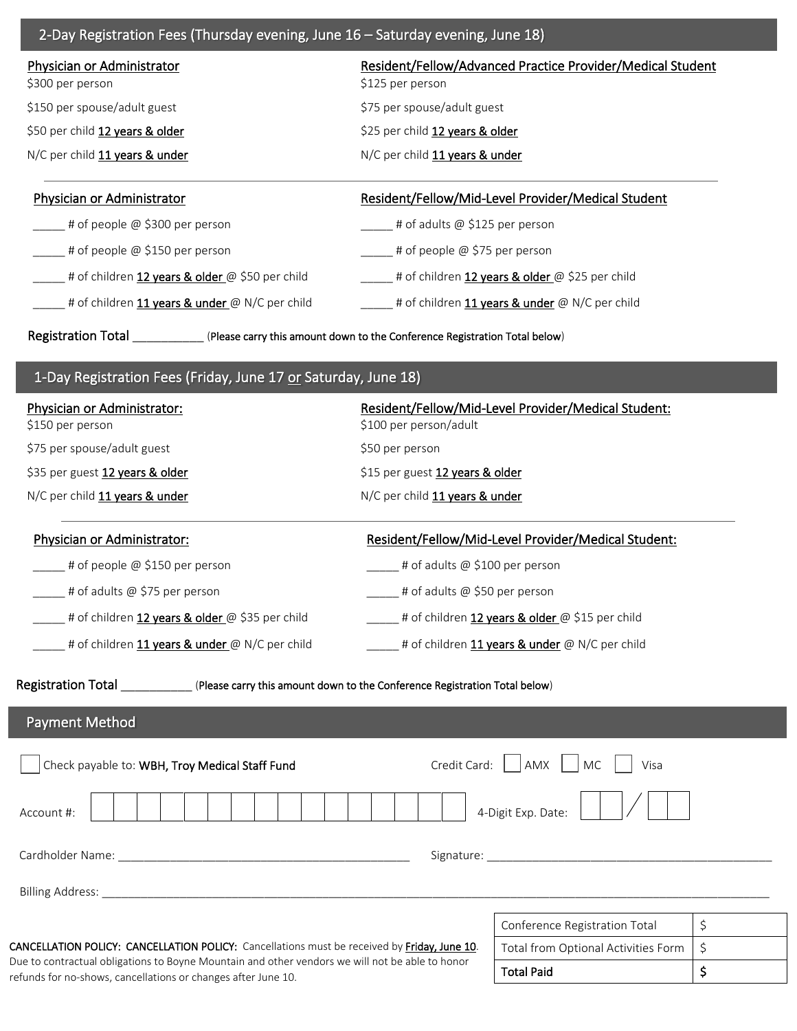## 2-Day Registration Fees (Thursday evening, June 16 – Saturday evening, June 18)

**Physician or Administrator**

$300 per person

$150 per spouse/adult guest

$50 per child 12 years & older

N/C per child 11 years & under

**Resident/Fellow/Advanced Practice Provider/Medical Student**

$125 per person

$75 per spouse/adult guest

$25 per child 12 years & older

N/C per child 11 years & under

---

**Physician or Administrator**

_____ # of people @ $300 per person

_____ # of people @ $150 per person

_____ # of children 12 years & older @ $50 per child

_____ # of children 11 years & under @ N/C per child

**Resident/Fellow/Mid-Level Provider/Medical Student**

_____ # of adults @ $125 per person

_____ # of people @ $75 per person

_____ # of children 12 years & older @ $25 per child

_____ # of children 11 years & under @ N/C per child

Registration Total __________ (Please carry this amount down to the Conference Registration Total below)

## 1-Day Registration Fees (Friday, June 17 or Saturday, June 18)

**Physician or Administrator:**

$150 per person

$75 per spouse/adult guest

$35 per guest 12 years & older

N/C per child 11 years & under

**Resident/Fellow/Mid-Level Provider/Medical Student:**

$100 per person/adult

$50 per person

$15 per guest 12 years & older

N/C per child 11 years & under

---

**Physician or Administrator:**

_____ # of people @ $150 per person

_____ # of adults @ $75 per person

_____ # of children 12 years & older @ $35 per child

_____ # of children 11 years & under @ N/C per child

**Resident/Fellow/Mid-Level Provider/Medical Student:**

_____ # of adults @ $100 per person

_____ # of adults @ $50 per person

_____ # of children 12 years & older @ $15 per child

_____ # of children 11 years & under @ N/C per child

Registration Total __________ (Please carry this amount down to the Conference Registration Total below)

## Payment Method

☐ Check payable to: **WBH, Troy Medical Staff Fund**

Credit Card: ☐ AMX ☐ MC ☐ Visa

Account #: ☐☐☐☐☐☐☐☐☐☐☐☐☐☐☐☐

4-Digit Exp. Date: ☐☐ / ☐☐

Cardholder Name: ______________________________________________

Signature: ______________________________________________

Billing Address: ______________________________________________________________________________________________

CANCELLATION POLICY: CANCELLATION POLICY: Cancellations must be received by Friday, June 10. Due to contractual obligations to Boyne Mountain and other vendors we will not be able to honor refunds for no-shows, cancellations or changes after June 10.

| | |
|---|---|
| Conference Registration Total | $ |
| Total from Optional Activities Form | $ |
| **Total Paid** | **$** |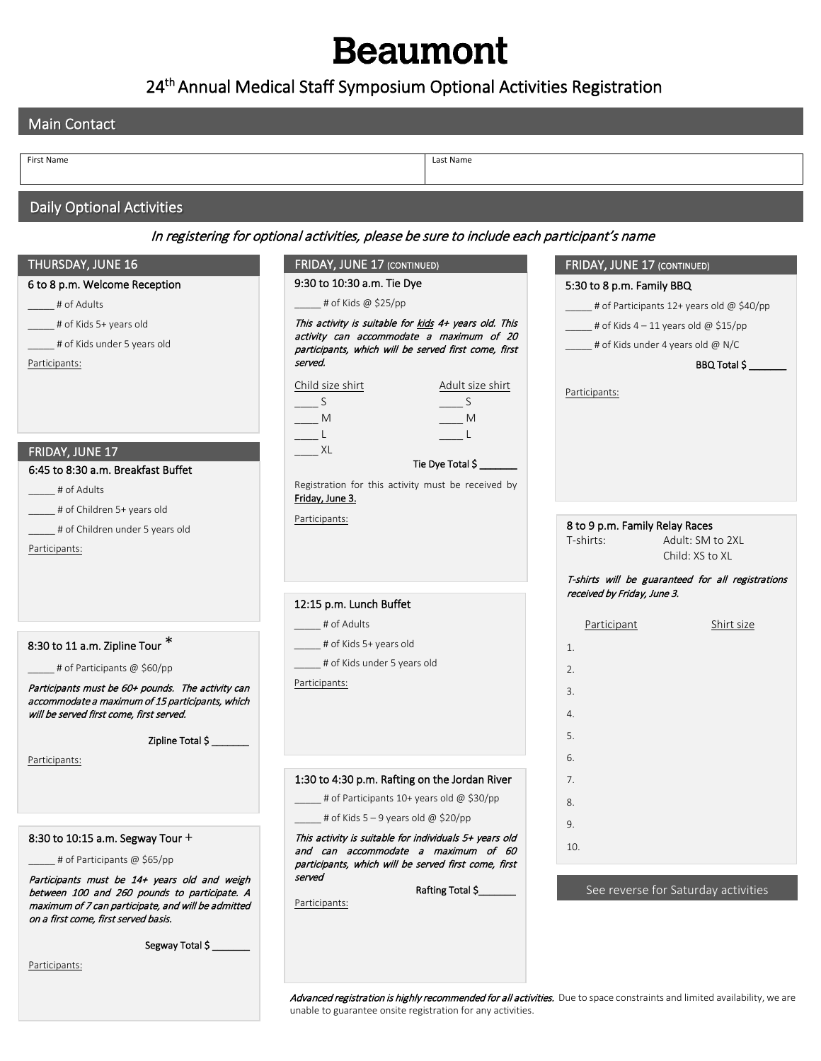# Beaumont

## 24th Annual Medical Staff Symposium Optional Activities Registration

## Main Contact

| First Name | Last Name |
|---|---|
| | |

## Daily Optional Activities

*In registering for optional activities, please be sure to include each participant's name*

### THURSDAY, JUNE 16

**6 to 8 p.m. Welcome Reception**

_____ # of Adults

_____ # of Kids 5+ years old

_____ # of Kids under 5 years old

Participants:

### FRIDAY, JUNE 17

**6:45 to 8:30 a.m. Breakfast Buffet**

_____ # of Adults

_____ # of Children 5+ years old

_____ # of Children under 5 years old

Participants:

**8:30 to 11 a.m. Zipline Tour** *

_____ # of Participants @ $60/pp

*Participants must be 60+ pounds. The activity can accommodate a maximum of 15 participants, which will be served first come, first served.*

Zipline Total $ _______

Participants:

**8:30 to 10:15 a.m. Segway Tour** +

_____ # of Participants @ $65/pp

*Participants must be 14+ years old and weigh between 100 and 260 pounds to participate. A maximum of 7 can participate, and will be admitted on a first come, first served basis.*

Segway Total $ _______

Participants:

### FRIDAY, JUNE 17 (CONTINUED)

**9:30 to 10:30 a.m. Tie Dye**

_____ # of Kids @ $25/pp

*This activity is suitable for kids 4+ years old. This activity can accommodate a maximum of 20 participants, which will be served first come, first served.*

| Child size shirt | Adult size shirt |
|---|---|
| ____ S | ____ S |
| ____ M | ____ M |
| ____ L | ____ L |
| ____ XL | |

Tie Dye Total $ _______

Registration for this activity must be received by **Friday, June 3.**

Participants:

**12:15 p.m. Lunch Buffet**

_____ # of Adults

_____ # of Kids 5+ years old

_____ # of Kids under 5 years old

Participants:

**1:30 to 4:30 p.m. Rafting on the Jordan River**

_____ # of Participants 10+ years old @ $30/pp

_____ # of Kids 5 – 9 years old @ $20/pp

*This activity is suitable for individuals 5+ years old and can accommodate a maximum of 60 participants, which will be served first come, first served*

Rafting Total $_______

Participants:

### FRIDAY, JUNE 17 (CONTINUED)

**5:30 to 8 p.m. Family BBQ**

_____ # of Participants 12+ years old @ $40/pp

_____ # of Kids 4 – 11 years old @ $15/pp

_____ # of Kids under 4 years old @ N/C

BBQ Total $ _______

Participants:

**8 to 9 p.m. Family Relay Races**

T-shirts: Adult: SM to 2XL
Child: XS to XL

*T-shirts will be guaranteed for all registrations received by Friday, June 3.*

| | Participant | Shirt size |
|---|---|---|
| 1. | | |
| 2. | | |
| 3. | | |
| 4. | | |
| 5. | | |
| 6. | | |
| 7. | | |
| 8. | | |
| 9. | | |
| 10. | | |

See reverse for Saturday activities

*Advanced registration is highly recommended for all activities.* Due to space constraints and limited availability, we are unable to guarantee onsite registration for any activities.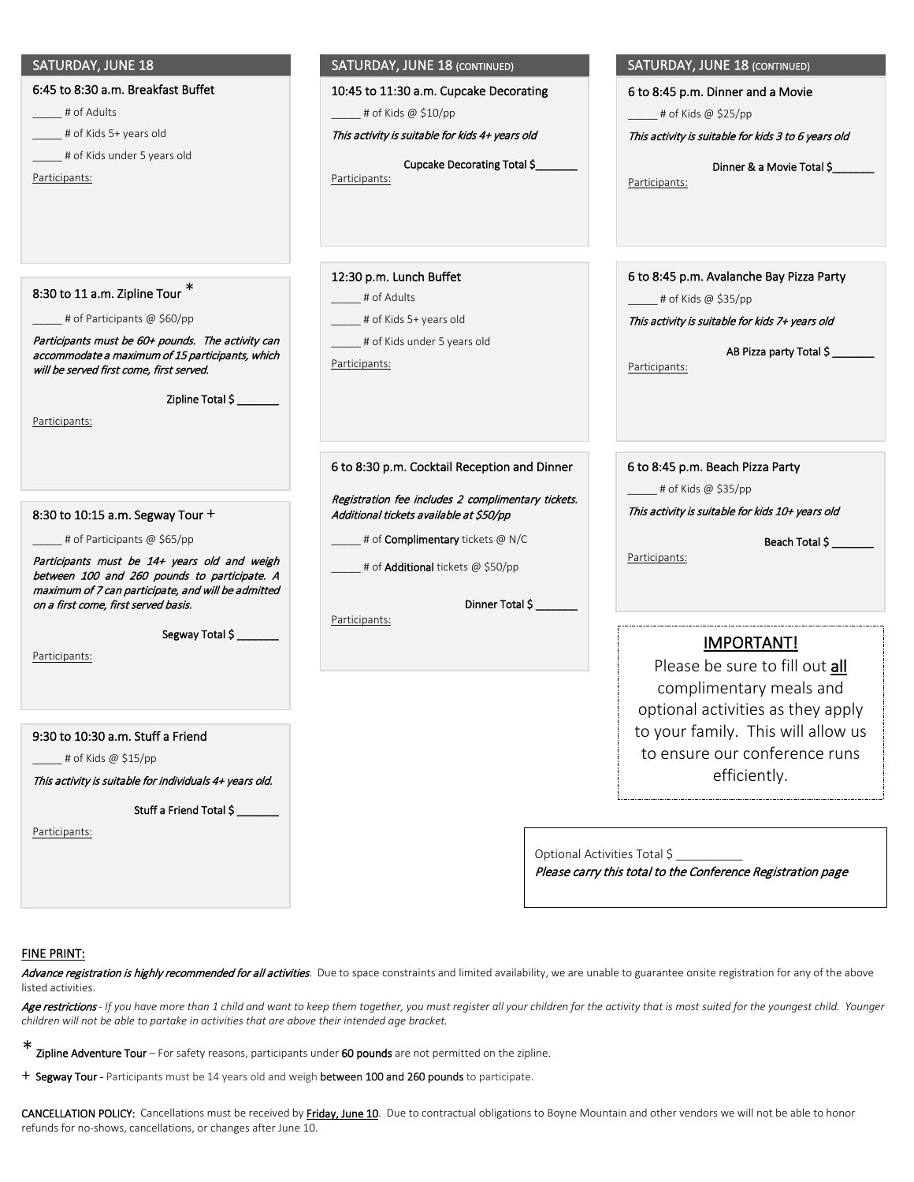## SATURDAY, JUNE 18

### 6:45 to 8:30 a.m. Breakfast Buffet

_____ # of Adults

_____ # of Kids 5+ years old

_____ # of Kids under 5 years old

Participants:

### 8:30 to 11 a.m. Zipline Tour *

_____ # of Participants @ $60/pp

*Participants must be 60+ pounds. The activity can accommodate a maximum of 15 participants, which will be served first come, first served.*

Zipline Total $ _______

Participants:

### 8:30 to 10:15 a.m. Segway Tour +

_____ # of Participants @ $65/pp

*Participants must be 14+ years old and weigh between 100 and 260 pounds to participate. A maximum of 7 can participate, and will be admitted on a first come, first served basis.*

Segway Total $ _______

Participants:

### 9:30 to 10:30 a.m. Stuff a Friend

_____ # of Kids @ $15/pp

*This activity is suitable for individuals 4+ years old.*

Stuff a Friend Total $ _______

Participants:

## SATURDAY, JUNE 18 (CONTINUED)

### 10:45 to 11:30 a.m. Cupcake Decorating

_____ # of Kids @ $10/pp

*This activity is suitable for kids 4+ years old*

Cupcake Decorating Total $_______

Participants:

### 12:30 p.m. Lunch Buffet

_____ # of Adults

_____ # of Kids 5+ years old

_____ # of Kids under 5 years old

Participants:

### 6 to 8:30 p.m. Cocktail Reception and Dinner

*Registration fee includes 2 complimentary tickets. Additional tickets available at $50/pp*

_____ # of **Complimentary** tickets @ N/C

_____ # of **Additional** tickets @ $50/pp

Dinner Total $ _______

Participants:

## SATURDAY, JUNE 18 (CONTINUED)

### 6 to 8:45 p.m. Dinner and a Movie

_____ # of Kids @ $25/pp

*This activity is suitable for kids 3 to 6 years old*

Dinner & a Movie Total $_______

Participants:

### 6 to 8:45 p.m. Avalanche Bay Pizza Party

_____ # of Kids @ $35/pp

*This activity is suitable for kids 7+ years old*

AB Pizza party Total $ _______

Participants:

### 6 to 8:45 p.m. Beach Pizza Party

_____ # of Kids @ $35/pp

*This activity is suitable for kids 10+ years old*

Beach Total $ _______

Participants:

**IMPORTANT!**

Please be sure to fill out **all** complimentary meals and optional activities as they apply to your family. This will allow us to ensure our conference runs efficiently.

Optional Activities Total $ __________

*Please carry this total to the Conference Registration page*

FINE PRINT:

***Advance registration is highly recommended for all activities***. Due to space constraints and limited availability, we are unable to guarantee onsite registration for any of the above listed activities.

***Age restrictions*** *- If you have more than 1 child and want to keep them together, you must register all your children for the activity that is most suited for the youngest child. Younger children will not be able to partake in activities that are above their intended age bracket.*

\* Zipline Adventure Tour – For safety reasons, participants under **60 pounds** are not permitted on the zipline.

\+ Segway Tour - Participants must be 14 years old and weigh **between 100 and 260 pounds** to participate.

CANCELLATION POLICY: Cancellations must be received by **Friday, June 10**. Due to contractual obligations to Boyne Mountain and other vendors we will not be able to honor refunds for no-shows, cancellations, or changes after June 10.